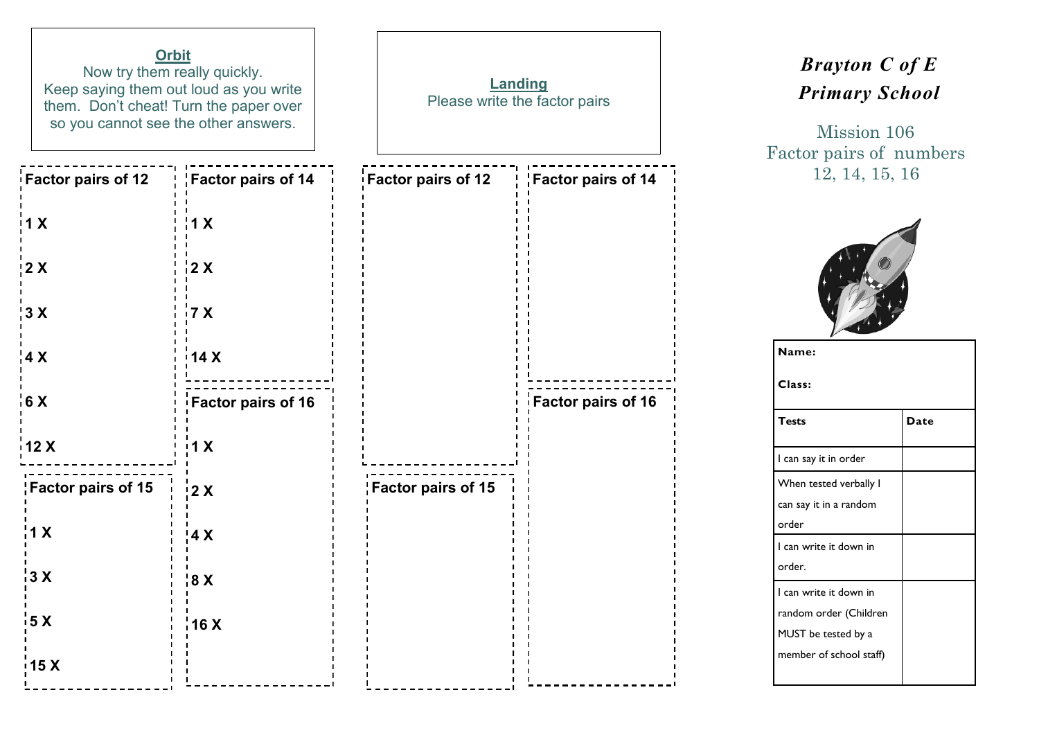**Orbit**

Now try them really quickly.
Keep saying them out loud as you write them. Don't cheat! Turn the paper over so you cannot see the other answers.

**Factor pairs of 12**

1 X

2 X

3 X

4 X

6 X

12 X

**Factor pairs of 14**

1 X

2 X

7 X

14 X

**Factor pairs of 15**

1 X

3 X

5 X

15 X

**Factor pairs of 16**

1 X

2 X

4 X

8 X

16 X

**Landing**

Please write the factor pairs

**Factor pairs of 12**

**Factor pairs of 14**

**Factor pairs of 15**

**Factor pairs of 16**

# *Brayton C of E Primary School*

## Mission 106
## Factor pairs of numbers 12, 14, 15, 16

| **Name:** <br> **Class:** | |
|---|---|
| **Tests** | **Date** |
| I can say it in order | |
| When tested verbally I can say it in a random order | |
| I can write it down in order. | |
| I can write it down in random order (Children MUST be tested by a member of school staff) | |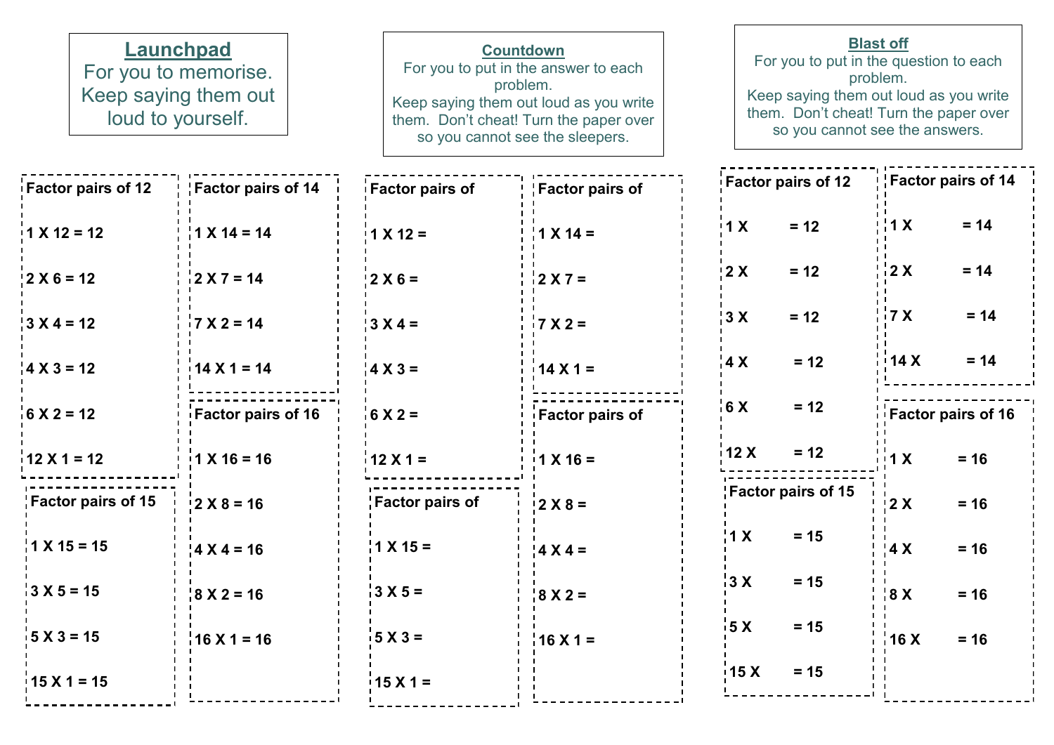## Launchpad

For you to memorise.
Keep saying them out loud to yourself.

**Factor pairs of 12**

**1 X 12 = 12**

**2 X 6 = 12**

**3 X 4 = 12**

**4 X 3 = 12**

**6 X 2 = 12**

**12 X 1 = 12**

**Factor pairs of 15**

**1 X 15 = 15**

**3 X 5 = 15**

**5 X 3 = 15**

**15 X 1 = 15**

**Factor pairs of 14**

**1 X 14 = 14**

**2 X 7 = 14**

**7 X 2 = 14**

**14 X 1 = 14**

**Factor pairs of 16**

**1 X 16 = 16**

**2 X 8 = 16**

**4 X 4 = 16**

**8 X 2 = 16**

**16 X 1 = 16**

## Countdown

For you to put in the answer to each problem.
Keep saying them out loud as you write them. Don't cheat! Turn the paper over so you cannot see the sleepers.

**Factor pairs of**

**1 X 12 =**

**2 X 6 =**

**3 X 4 =**

**4 X 3 =**

**6 X 2 =**

**12 X 1 =**

**Factor pairs of**

**1 X 15 =**

**3 X 5 =**

**5 X 3 =**

**15 X 1 =**

**Factor pairs of**

**1 X 14 =**

**2 X 7 =**

**7 X 2 =**

**14 X 1 =**

**Factor pairs of**

**1 X 16 =**

**2 X 8 =**

**4 X 4 =**

**8 X 2 =**

**16 X 1 =**

## Blast off

For you to put in the question to each problem.
Keep saying them out loud as you write them. Don't cheat! Turn the paper over so you cannot see the answers.

**Factor pairs of 12**

**1 X = 12**

**2 X = 12**

**3 X = 12**

**4 X = 12**

**6 X = 12**

**12 X = 12**

**Factor pairs of 15**

**1 X = 15**

**3 X = 15**

**5 X = 15**

**15 X = 15**

**Factor pairs of 14**

**1 X = 14**

**2 X = 14**

**7 X = 14**

**14 X = 14**

**Factor pairs of 16**

**1 X = 16**

**2 X = 16**

**4 X = 16**

**8 X = 16**

**16 X = 16**